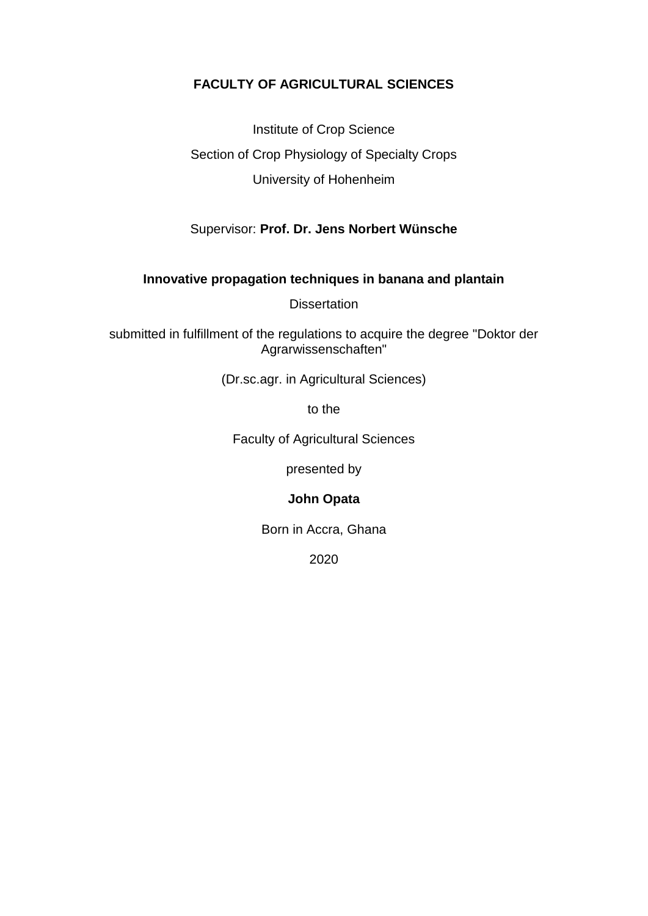**FACULTY OF AGRICULTURAL SCIENCES**

Institute of Crop Science

Section of Crop Physiology of Specialty Crops

University of Hohenheim

Supervisor: **Prof. Dr. Jens Norbert Wünsche**

# Innovative propagation techniques in banana and plantain

Dissertation

submitted in fulfillment of the regulations to acquire the degree "Doktor der Agrarwissenschaften"

(Dr.sc.agr. in Agricultural Sciences)

to the

Faculty of Agricultural Sciences

presented by

**John Opata**

Born in Accra, Ghana

2020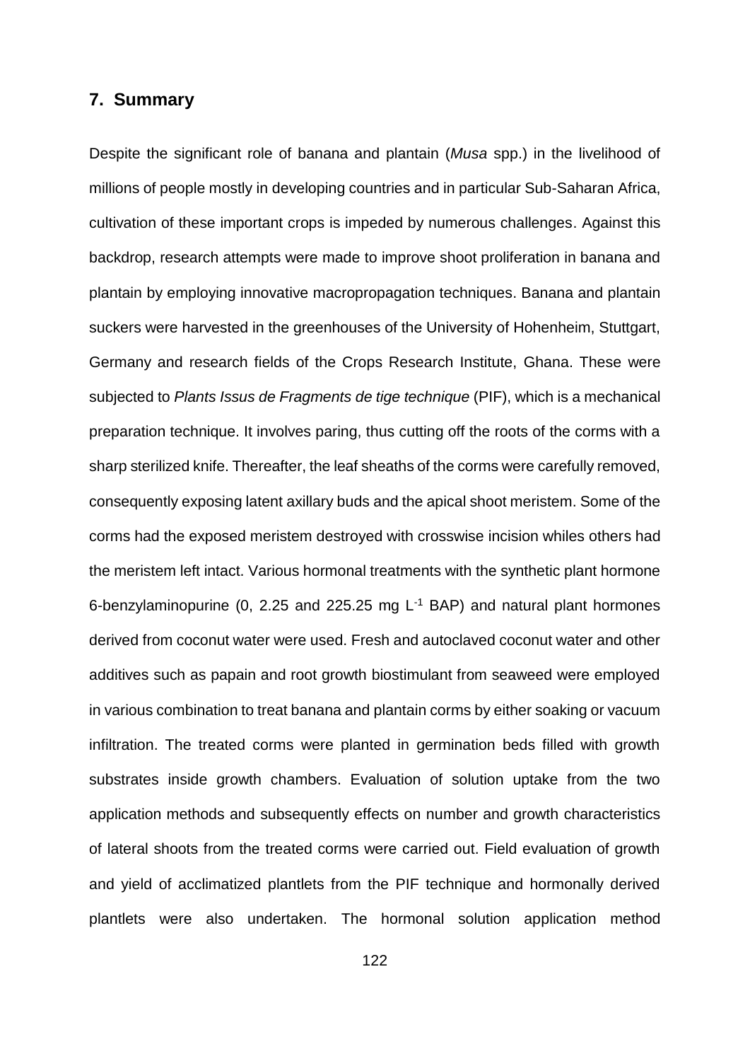## 7. Summary

Despite the significant role of banana and plantain (*Musa* spp.) in the livelihood of millions of people mostly in developing countries and in particular Sub-Saharan Africa, cultivation of these important crops is impeded by numerous challenges. Against this backdrop, research attempts were made to improve shoot proliferation in banana and plantain by employing innovative macropropagation techniques. Banana and plantain suckers were harvested in the greenhouses of the University of Hohenheim, Stuttgart, Germany and research fields of the Crops Research Institute, Ghana. These were subjected to *Plants Issus de Fragments de tige technique* (PIF), which is a mechanical preparation technique. It involves paring, thus cutting off the roots of the corms with a sharp sterilized knife. Thereafter, the leaf sheaths of the corms were carefully removed, consequently exposing latent axillary buds and the apical shoot meristem. Some of the corms had the exposed meristem destroyed with crosswise incision whiles others had the meristem left intact. Various hormonal treatments with the synthetic plant hormone 6-benzylaminopurine (0, 2.25 and 225.25 mg $L^{-1}$ BAP) and natural plant hormones derived from coconut water were used. Fresh and autoclaved coconut water and other additives such as papain and root growth biostimulant from seaweed were employed in various combination to treat banana and plantain corms by either soaking or vacuum infiltration. The treated corms were planted in germination beds filled with growth substrates inside growth chambers. Evaluation of solution uptake from the two application methods and subsequently effects on number and growth characteristics of lateral shoots from the treated corms were carried out. Field evaluation of growth and yield of acclimatized plantlets from the PIF technique and hormonally derived plantlets were also undertaken. The hormonal solution application method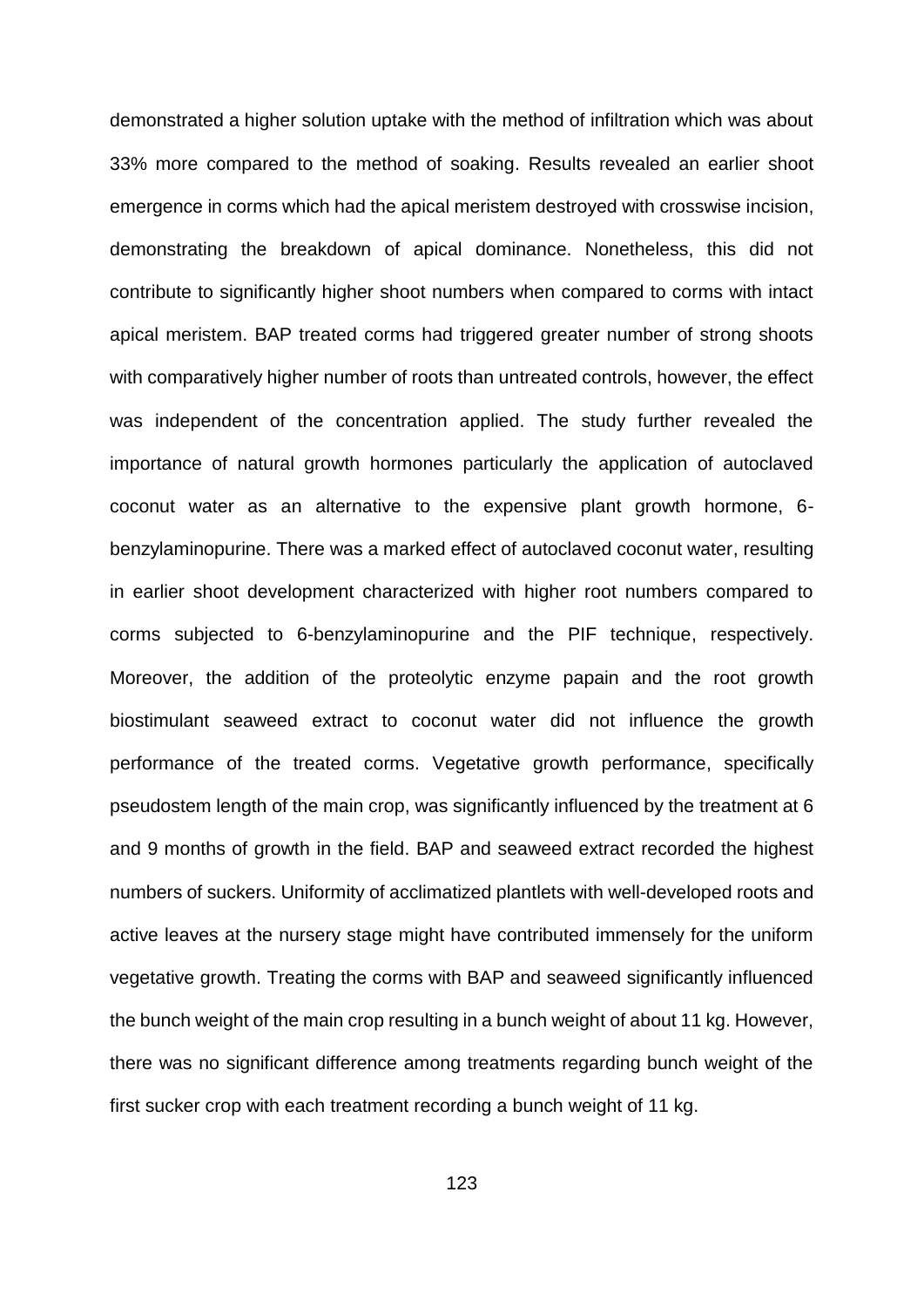demonstrated a higher solution uptake with the method of infiltration which was about 33% more compared to the method of soaking. Results revealed an earlier shoot emergence in corms which had the apical meristem destroyed with crosswise incision, demonstrating the breakdown of apical dominance. Nonetheless, this did not contribute to significantly higher shoot numbers when compared to corms with intact apical meristem. BAP treated corms had triggered greater number of strong shoots with comparatively higher number of roots than untreated controls, however, the effect was independent of the concentration applied. The study further revealed the importance of natural growth hormones particularly the application of autoclaved coconut water as an alternative to the expensive plant growth hormone, 6-benzylaminopurine. There was a marked effect of autoclaved coconut water, resulting in earlier shoot development characterized with higher root numbers compared to corms subjected to 6-benzylaminopurine and the PIF technique, respectively. Moreover, the addition of the proteolytic enzyme papain and the root growth biostimulant seaweed extract to coconut water did not influence the growth performance of the treated corms. Vegetative growth performance, specifically pseudostem length of the main crop, was significantly influenced by the treatment at 6 and 9 months of growth in the field. BAP and seaweed extract recorded the highest numbers of suckers. Uniformity of acclimatized plantlets with well-developed roots and active leaves at the nursery stage might have contributed immensely for the uniform vegetative growth. Treating the corms with BAP and seaweed significantly influenced the bunch weight of the main crop resulting in a bunch weight of about 11 kg. However, there was no significant difference among treatments regarding bunch weight of the first sucker crop with each treatment recording a bunch weight of 11 kg.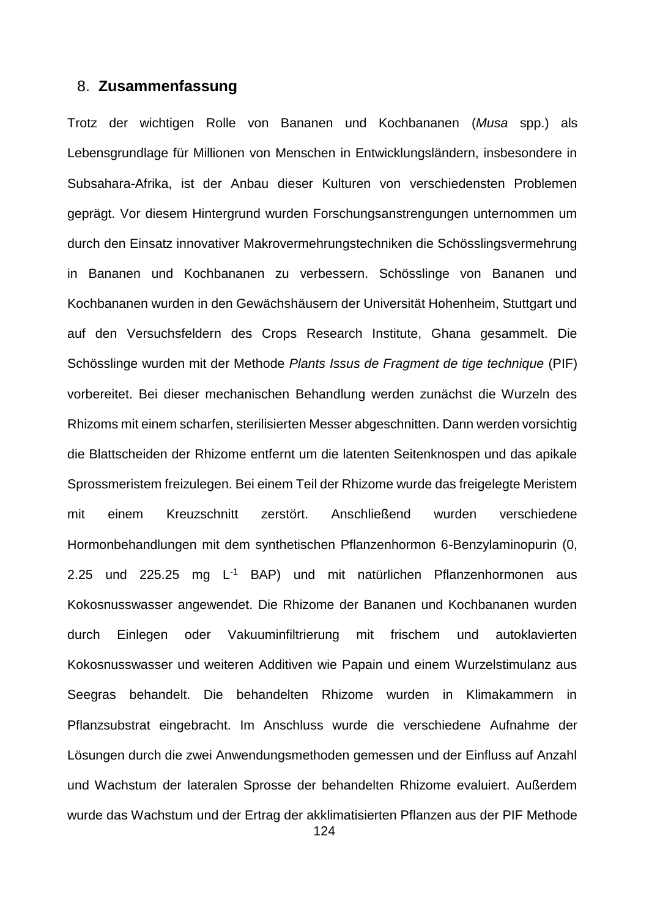## 8. Zusammenfassung

Trotz der wichtigen Rolle von Bananen und Kochbananen (*Musa* spp.) als Lebensgrundlage für Millionen von Menschen in Entwicklungsländern, insbesondere in Subsahara-Afrika, ist der Anbau dieser Kulturen von verschiedensten Problemen geprägt. Vor diesem Hintergrund wurden Forschungsanstrengungen unternommen um durch den Einsatz innovativer Makrovermehrungstechniken die Schösslingsvermehrung in Bananen und Kochbananen zu verbessern. Schösslinge von Bananen und Kochbananen wurden in den Gewächshäusern der Universität Hohenheim, Stuttgart und auf den Versuchsfeldern des Crops Research Institute, Ghana gesammelt. Die Schösslinge wurden mit der Methode *Plants Issus de Fragment de tige technique* (PIF) vorbereitet. Bei dieser mechanischen Behandlung werden zunächst die Wurzeln des Rhizoms mit einem scharfen, sterilisierten Messer abgeschnitten. Dann werden vorsichtig die Blattscheiden der Rhizome entfernt um die latenten Seitenknospen und das apikale Sprossmeristem freizulegen. Bei einem Teil der Rhizome wurde das freigelegte Meristem mit einem Kreuzschnitt zerstört. Anschließend wurden verschiedene Hormonbehandlungen mit dem synthetischen Pflanzenhormon 6-Benzylaminopurin (0, 2.25 und 225.25 mg $L^{-1}$ BAP) und mit natürlichen Pflanzenhormonen aus Kokosnusswasser angewendet. Die Rhizome der Bananen und Kochbananen wurden durch Einlegen oder Vakuuminfiltrierung mit frischem und autoklavierten Kokosnusswasser und weiteren Additiven wie Papain und einem Wurzelstimulanz aus Seegras behandelt. Die behandelten Rhizome wurden in Klimakammern in Pflanzsubstrat eingebracht. Im Anschluss wurde die verschiedene Aufnahme der Lösungen durch die zwei Anwendungsmethoden gemessen und der Einfluss auf Anzahl und Wachstum der lateralen Sprosse der behandelten Rhizome evaluiert. Außerdem wurde das Wachstum und der Ertrag der akklimatisierten Pflanzen aus der PIF Methode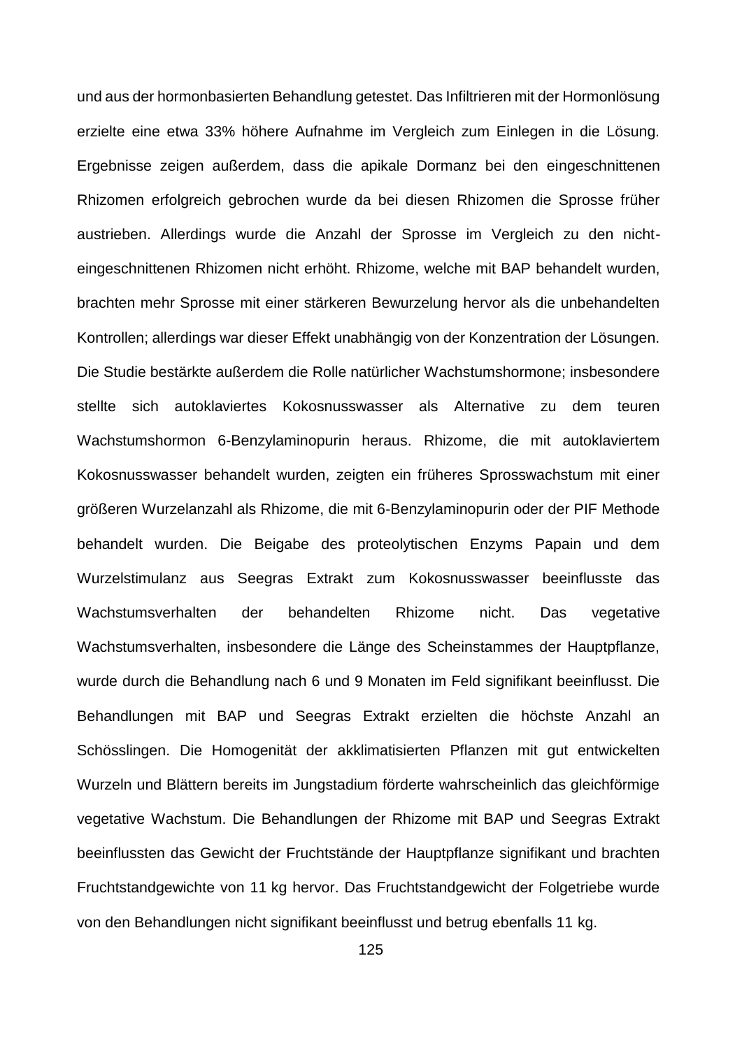und aus der hormonbasierten Behandlung getestet. Das Infiltrieren mit der Hormonlösung erzielte eine etwa 33% höhere Aufnahme im Vergleich zum Einlegen in die Lösung. Ergebnisse zeigen außerdem, dass die apikale Dormanz bei den eingeschnittenen Rhizomen erfolgreich gebrochen wurde da bei diesen Rhizomen die Sprosse früher austrieben. Allerdings wurde die Anzahl der Sprosse im Vergleich zu den nicht-eingeschnittenen Rhizomen nicht erhöht. Rhizome, welche mit BAP behandelt wurden, brachten mehr Sprosse mit einer stärkeren Bewurzelung hervor als die unbehandelten Kontrollen; allerdings war dieser Effekt unabhängig von der Konzentration der Lösungen. Die Studie bestärkte außerdem die Rolle natürlicher Wachstumshormone; insbesondere stellte sich autoklaviertes Kokosnusswasser als Alternative zu dem teuren Wachstumshormon 6-Benzylaminopurin heraus. Rhizome, die mit autoklaviertem Kokosnusswasser behandelt wurden, zeigten ein früheres Sprosswachstum mit einer größeren Wurzelanzahl als Rhizome, die mit 6-Benzylaminopurin oder der PIF Methode behandelt wurden. Die Beigabe des proteolytischen Enzyms Papain und dem Wurzelstimulanz aus Seegras Extrakt zum Kokosnusswasser beeinflusste das Wachstumsverhalten der behandelten Rhizome nicht. Das vegetative Wachstumsverhalten, insbesondere die Länge des Scheinstammes der Hauptpflanze, wurde durch die Behandlung nach 6 und 9 Monaten im Feld signifikant beeinflusst. Die Behandlungen mit BAP und Seegras Extrakt erzielten die höchste Anzahl an Schösslingen. Die Homogenität der akklimatisierten Pflanzen mit gut entwickelten Wurzeln und Blättern bereits im Jungstadium förderte wahrscheinlich das gleichförmige vegetative Wachstum. Die Behandlungen der Rhizome mit BAP und Seegras Extrakt beeinflussten das Gewicht der Fruchtstände der Hauptpflanze signifikant und brachten Fruchtstandgewichte von 11 kg hervor. Das Fruchtstandgewicht der Folgetriebe wurde von den Behandlungen nicht signifikant beeinflusst und betrug ebenfalls 11 kg.